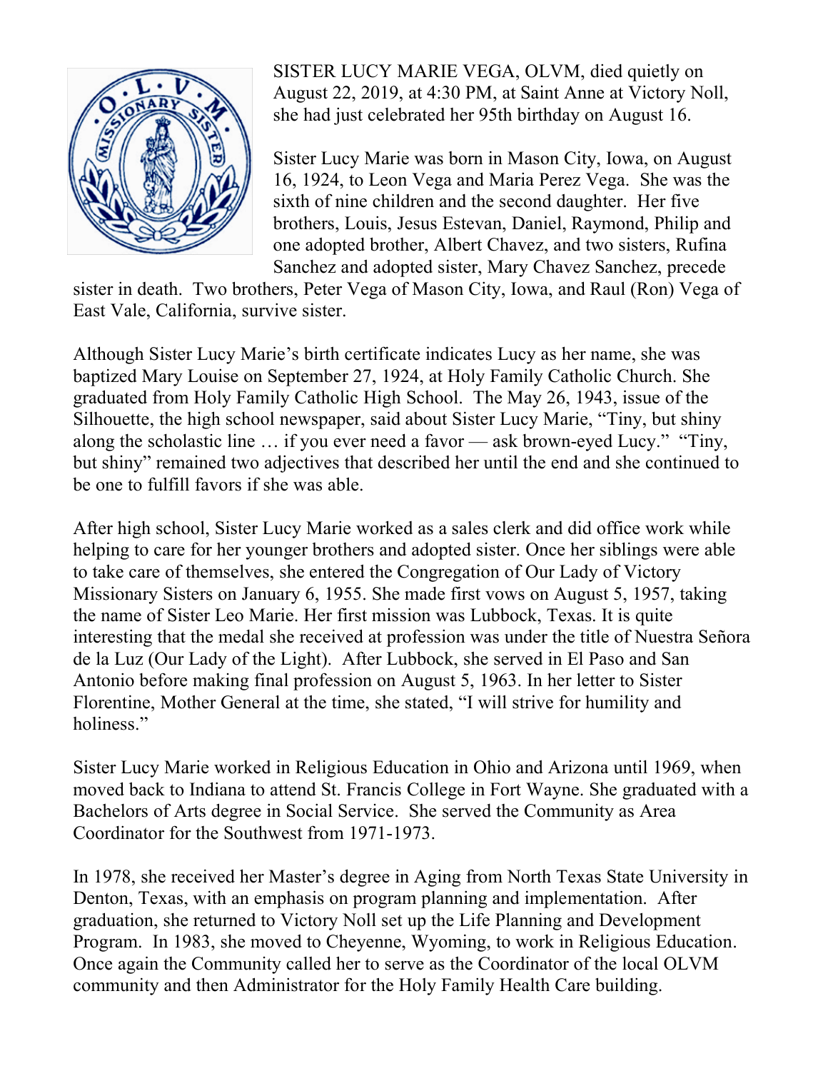SISTER LUCY MARIE VEGA, OLVM, died quietly on August 22, 2019, at 4:30 PM, at Saint Anne at Victory Noll, she had just celebrated her 95th birthday on August 16.

Sister Lucy Marie was born in Mason City, Iowa, on August 16, 1924, to Leon Vega and Maria Perez Vega. She was the sixth of nine children and the second daughter. Her five brothers, Louis, Jesus Estevan, Daniel, Raymond, Philip and one adopted brother, Albert Chavez, and two sisters, Rufina Sanchez and adopted sister, Mary Chavez Sanchez, precede sister in death. Two brothers, Peter Vega of Mason City, Iowa, and Raul (Ron) Vega of East Vale, California, survive sister.

Although Sister Lucy Marie's birth certificate indicates Lucy as her name, she was baptized Mary Louise on September 27, 1924, at Holy Family Catholic Church. She graduated from Holy Family Catholic High School. The May 26, 1943, issue of the Silhouette, the high school newspaper, said about Sister Lucy Marie, "Tiny, but shiny along the scholastic line … if you ever need a favor — ask brown-eyed Lucy." "Tiny, but shiny" remained two adjectives that described her until the end and she continued to be one to fulfill favors if she was able.

After high school, Sister Lucy Marie worked as a sales clerk and did office work while helping to care for her younger brothers and adopted sister. Once her siblings were able to take care of themselves, she entered the Congregation of Our Lady of Victory Missionary Sisters on January 6, 1955. She made first vows on August 5, 1957, taking the name of Sister Leo Marie. Her first mission was Lubbock, Texas. It is quite interesting that the medal she received at profession was under the title of Nuestra Señora de la Luz (Our Lady of the Light). After Lubbock, she served in El Paso and San Antonio before making final profession on August 5, 1963. In her letter to Sister Florentine, Mother General at the time, she stated, "I will strive for humility and holiness."

Sister Lucy Marie worked in Religious Education in Ohio and Arizona until 1969, when moved back to Indiana to attend St. Francis College in Fort Wayne. She graduated with a Bachelors of Arts degree in Social Service. She served the Community as Area Coordinator for the Southwest from 1971-1973.

In 1978, she received her Master's degree in Aging from North Texas State University in Denton, Texas, with an emphasis on program planning and implementation. After graduation, she returned to Victory Noll set up the Life Planning and Development Program. In 1983, she moved to Cheyenne, Wyoming, to work in Religious Education. Once again the Community called her to serve as the Coordinator of the local OLVM community and then Administrator for the Holy Family Health Care building.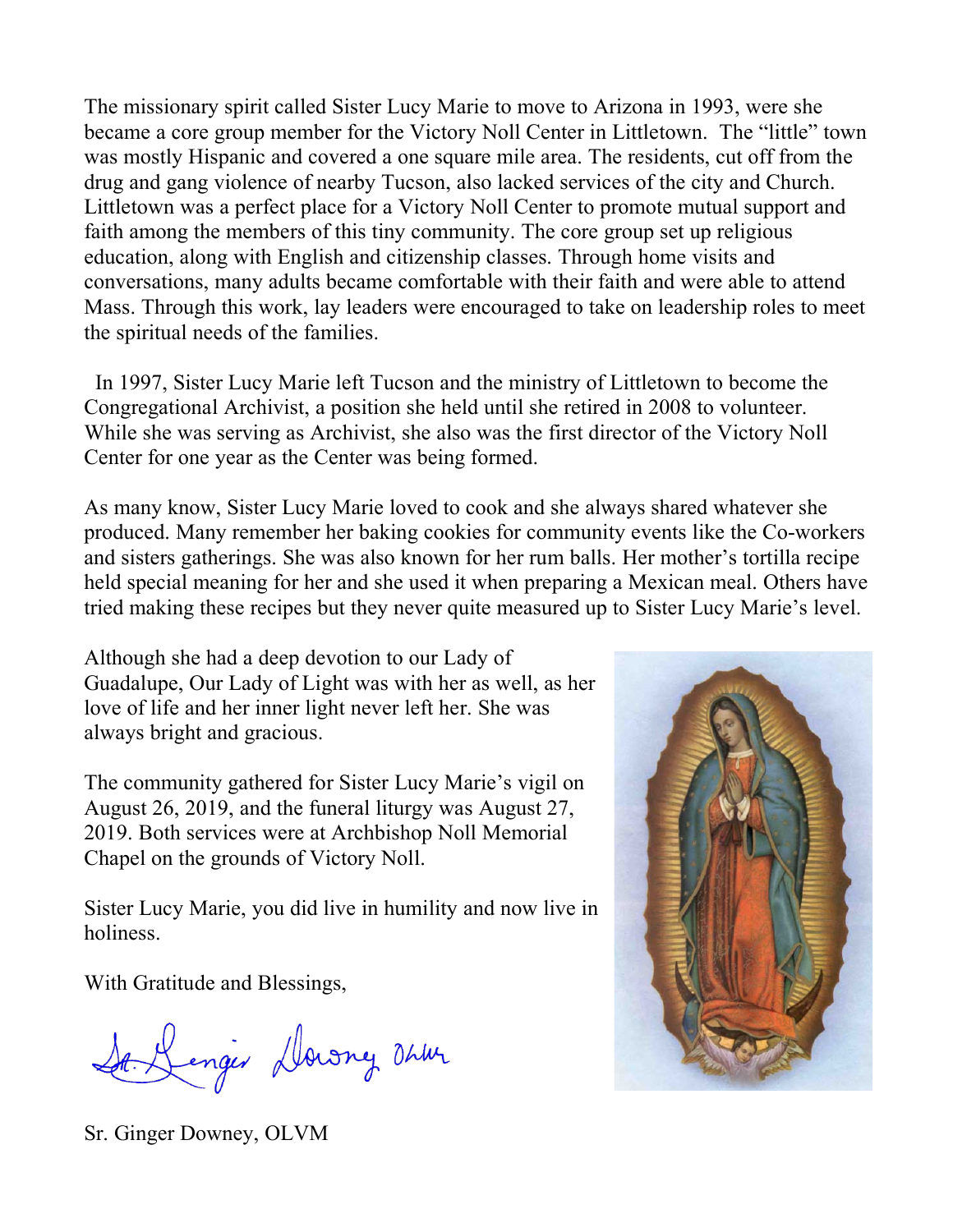The missionary spirit called Sister Lucy Marie to move to Arizona in 1993, were she became a core group member for the Victory Noll Center in Littletown. The "little" town was mostly Hispanic and covered a one square mile area. The residents, cut off from the drug and gang violence of nearby Tucson, also lacked services of the city and Church. Littletown was a perfect place for a Victory Noll Center to promote mutual support and faith among the members of this tiny community. The core group set up religious education, along with English and citizenship classes. Through home visits and conversations, many adults became comfortable with their faith and were able to attend Mass. Through this work, lay leaders were encouraged to take on leadership roles to meet the spiritual needs of the families.

In 1997, Sister Lucy Marie left Tucson and the ministry of Littletown to become the Congregational Archivist, a position she held until she retired in 2008 to volunteer. While she was serving as Archivist, she also was the first director of the Victory Noll Center for one year as the Center was being formed.

As many know, Sister Lucy Marie loved to cook and she always shared whatever she produced. Many remember her baking cookies for community events like the Co-workers and sisters gatherings. She was also known for her rum balls. Her mother's tortilla recipe held special meaning for her and she used it when preparing a Mexican meal. Others have tried making these recipes but they never quite measured up to Sister Lucy Marie's level.

Although she had a deep devotion to our Lady of Guadalupe, Our Lady of Light was with her as well, as her love of life and her inner light never left her. She was always bright and gracious.

The community gathered for Sister Lucy Marie's vigil on August 26, 2019, and the funeral liturgy was August 27, 2019. Both services were at Archbishop Noll Memorial Chapel on the grounds of Victory Noll.

Sister Lucy Marie, you did live in humility and now live in holiness.

With Gratitude and Blessings,

Sr. Ginger Downey OLVM

Sr. Ginger Downey, OLVM